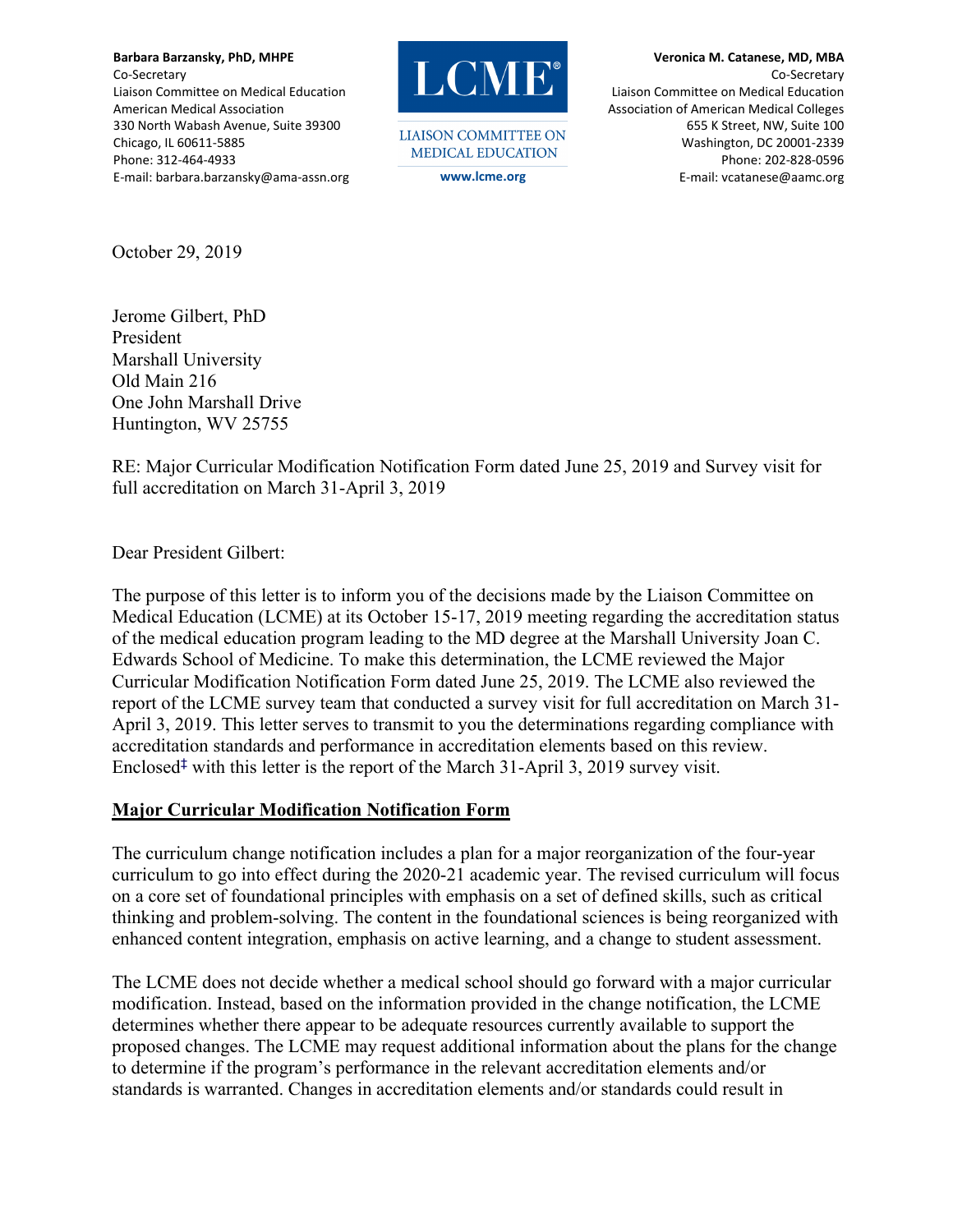**Barbara Barzansky, PhD, MHPE**
Co-Secretary
Liaison Committee on Medical Education
American Medical Association
330 North Wabash Avenue, Suite 39300
Chicago, IL 60611-5885
Phone: 312-464-4933
E-mail: barbara.barzansky@ama-assn.org

LCME®
LIAISON COMMITTEE ON MEDICAL EDUCATION
www.lcme.org

**Veronica M. Catanese, MD, MBA**
Co-Secretary
Liaison Committee on Medical Education
Association of American Medical Colleges
655 K Street, NW, Suite 100
Washington, DC 20001-2339
Phone: 202-828-0596
E-mail: vcatanese@aamc.org

October 29, 2019

Jerome Gilbert, PhD
President
Marshall University
Old Main 216
One John Marshall Drive
Huntington, WV 25755

RE: Major Curricular Modification Notification Form dated June 25, 2019 and Survey visit for full accreditation on March 31-April 3, 2019

Dear President Gilbert:

The purpose of this letter is to inform you of the decisions made by the Liaison Committee on Medical Education (LCME) at its October 15-17, 2019 meeting regarding the accreditation status of the medical education program leading to the MD degree at the Marshall University Joan C. Edwards School of Medicine. To make this determination, the LCME reviewed the Major Curricular Modification Notification Form dated June 25, 2019. The LCME also reviewed the report of the LCME survey team that conducted a survey visit for full accreditation on March 31-April 3, 2019. This letter serves to transmit to you the determinations regarding compliance with accreditation standards and performance in accreditation elements based on this review. Enclosed[‡] with this letter is the report of the March 31-April 3, 2019 survey visit.

## Major Curricular Modification Notification Form

The curriculum change notification includes a plan for a major reorganization of the four-year curriculum to go into effect during the 2020-21 academic year. The revised curriculum will focus on a core set of foundational principles with emphasis on a set of defined skills, such as critical thinking and problem-solving. The content in the foundational sciences is being reorganized with enhanced content integration, emphasis on active learning, and a change to student assessment.

The LCME does not decide whether a medical school should go forward with a major curricular modification. Instead, based on the information provided in the change notification, the LCME determines whether there appear to be adequate resources currently available to support the proposed changes. The LCME may request additional information about the plans for the change to determine if the program's performance in the relevant accreditation elements and/or standards is warranted. Changes in accreditation elements and/or standards could result in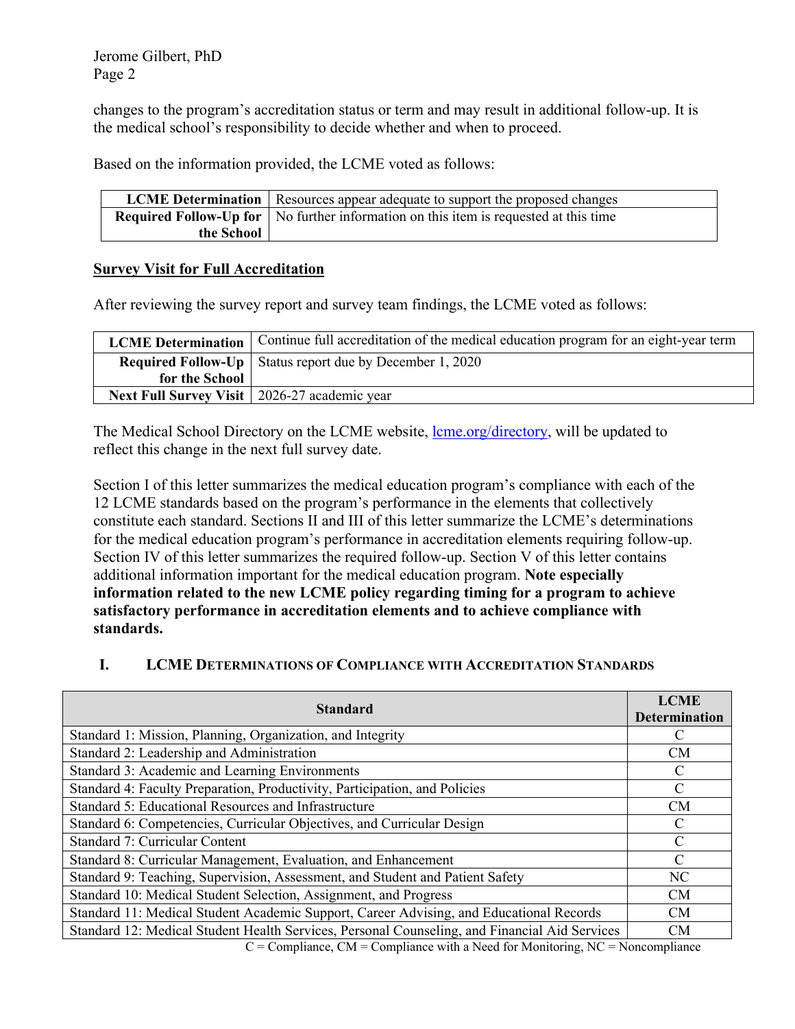changes to the program's accreditation status or term and may result in additional follow-up. It is the medical school's responsibility to decide whether and when to proceed.

Based on the information provided, the LCME voted as follows:

| | |
|---|---|
| **LCME Determination** | Resources appear adequate to support the proposed changes |
| **Required Follow-Up for the School** | No further information on this item is requested at this time |

**Survey Visit for Full Accreditation**

After reviewing the survey report and survey team findings, the LCME voted as follows:

| | |
|---|---|
| **LCME Determination** | Continue full accreditation of the medical education program for an eight-year term |
| **Required Follow-Up for the School** | Status report due by December 1, 2020 |
| **Next Full Survey Visit** | 2026-27 academic year |

The Medical School Directory on the LCME website, [lcme.org/directory](lcme.org/directory), will be updated to reflect this change in the next full survey date.

Section I of this letter summarizes the medical education program's compliance with each of the 12 LCME standards based on the program's performance in the elements that collectively constitute each standard. Sections II and III of this letter summarize the LCME's determinations for the medical education program's performance in accreditation elements requiring follow-up. Section IV of this letter summarizes the required follow-up. Section V of this letter contains additional information important for the medical education program. **Note especially information related to the new LCME policy regarding timing for a program to achieve satisfactory performance in accreditation elements and to achieve compliance with standards.**

## I. LCME Determinations of Compliance with Accreditation Standards

| Standard | LCME Determination |
|---|---|
| Standard 1: Mission, Planning, Organization, and Integrity | C |
| Standard 2: Leadership and Administration | CM |
| Standard 3: Academic and Learning Environments | C |
| Standard 4: Faculty Preparation, Productivity, Participation, and Policies | C |
| Standard 5: Educational Resources and Infrastructure | CM |
| Standard 6: Competencies, Curricular Objectives, and Curricular Design | C |
| Standard 7: Curricular Content | C |
| Standard 8: Curricular Management, Evaluation, and Enhancement | C |
| Standard 9: Teaching, Supervision, Assessment, and Student and Patient Safety | NC |
| Standard 10: Medical Student Selection, Assignment, and Progress | CM |
| Standard 11: Medical Student Academic Support, Career Advising, and Educational Records | CM |
| Standard 12: Medical Student Health Services, Personal Counseling, and Financial Aid Services | CM |

C = Compliance, CM = Compliance with a Need for Monitoring, NC = Noncompliance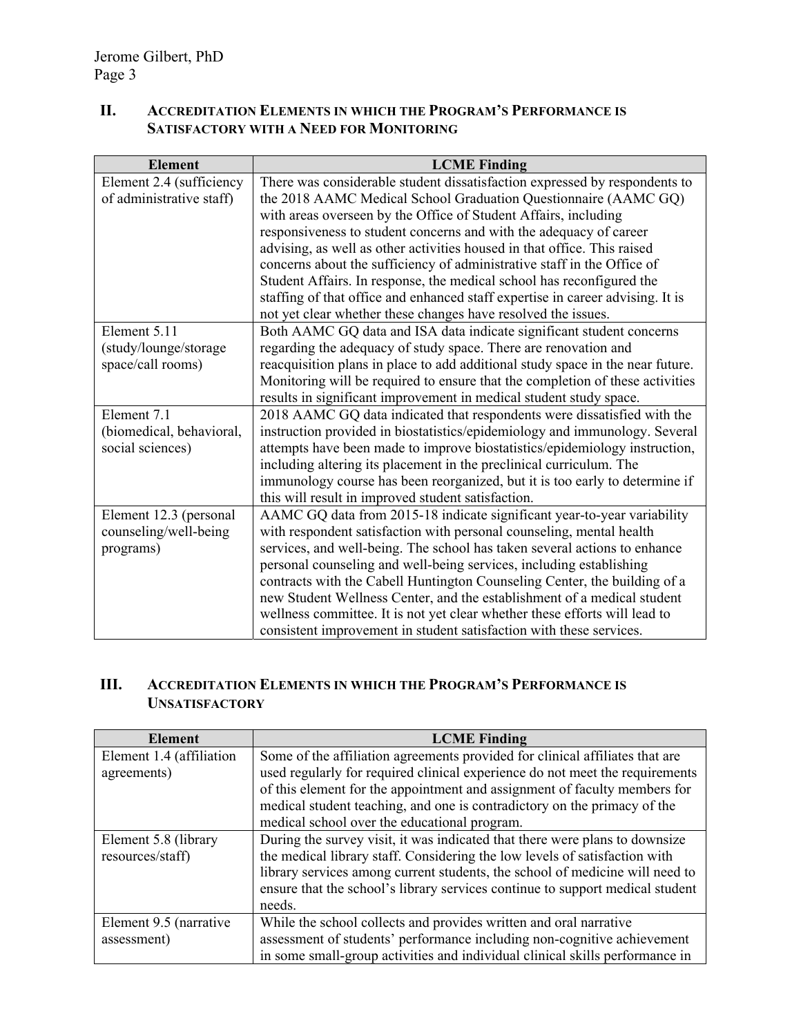## II. Accreditation Elements in which the Program's Performance is Satisfactory with a Need for Monitoring

| Element | LCME Finding |
|---|---|
| Element 2.4 (sufficiency of administrative staff) | There was considerable student dissatisfaction expressed by respondents to the 2018 AAMC Medical School Graduation Questionnaire (AAMC GQ) with areas overseen by the Office of Student Affairs, including responsiveness to student concerns and with the adequacy of career advising, as well as other activities housed in that office. This raised concerns about the sufficiency of administrative staff in the Office of Student Affairs. In response, the medical school has reconfigured the staffing of that office and enhanced staff expertise in career advising. It is not yet clear whether these changes have resolved the issues. |
| Element 5.11 (study/lounge/storage space/call rooms) | Both AAMC GQ data and ISA data indicate significant student concerns regarding the adequacy of study space. There are renovation and reacquisition plans in place to add additional study space in the near future. Monitoring will be required to ensure that the completion of these activities results in significant improvement in medical student study space. |
| Element 7.1 (biomedical, behavioral, social sciences) | 2018 AAMC GQ data indicated that respondents were dissatisfied with the instruction provided in biostatistics/epidemiology and immunology. Several attempts have been made to improve biostatistics/epidemiology instruction, including altering its placement in the preclinical curriculum. The immunology course has been reorganized, but it is too early to determine if this will result in improved student satisfaction. |
| Element 12.3 (personal counseling/well-being programs) | AAMC GQ data from 2015-18 indicate significant year-to-year variability with respondent satisfaction with personal counseling, mental health services, and well-being. The school has taken several actions to enhance personal counseling and well-being services, including establishing contracts with the Cabell Huntington Counseling Center, the building of a new Student Wellness Center, and the establishment of a medical student wellness committee. It is not yet clear whether these efforts will lead to consistent improvement in student satisfaction with these services. |

## III. Accreditation Elements in which the Program's Performance is Unsatisfactory

| Element | LCME Finding |
|---|---|
| Element 1.4 (affiliation agreements) | Some of the affiliation agreements provided for clinical affiliates that are used regularly for required clinical experience do not meet the requirements of this element for the appointment and assignment of faculty members for medical student teaching, and one is contradictory on the primacy of the medical school over the educational program. |
| Element 5.8 (library resources/staff) | During the survey visit, it was indicated that there were plans to downsize the medical library staff. Considering the low levels of satisfaction with library services among current students, the school of medicine will need to ensure that the school's library services continue to support medical student needs. |
| Element 9.5 (narrative assessment) | While the school collects and provides written and oral narrative assessment of students' performance including non-cognitive achievement in some small-group activities and individual clinical skills performance in |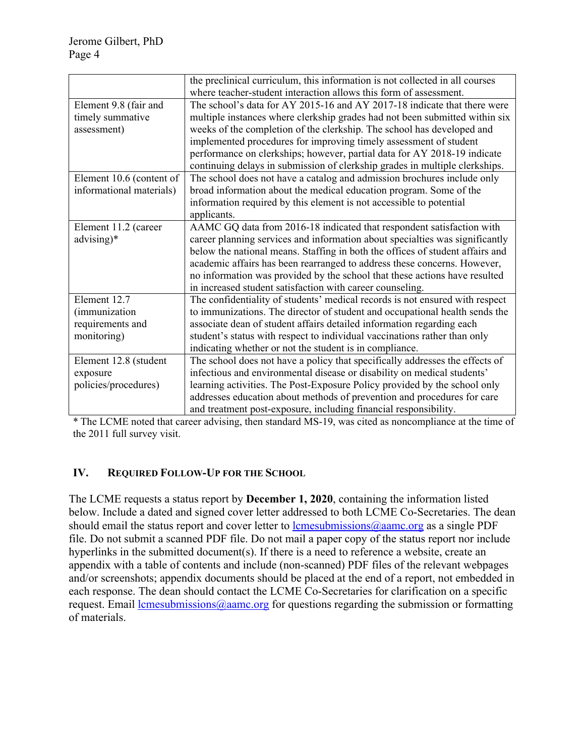| | |
|---|---|
| | the preclinical curriculum, this information is not collected in all courses where teacher-student interaction allows this form of assessment. |
| Element 9.8 (fair and timely summative assessment) | The school's data for AY 2015-16 and AY 2017-18 indicate that there were multiple instances where clerkship grades had not been submitted within six weeks of the completion of the clerkship. The school has developed and implemented procedures for improving timely assessment of student performance on clerkships; however, partial data for AY 2018-19 indicate continuing delays in submission of clerkship grades in multiple clerkships. |
| Element 10.6 (content of informational materials) | The school does not have a catalog and admission brochures include only broad information about the medical education program. Some of the information required by this element is not accessible to potential applicants. |
| Element 11.2 (career advising)* | AAMC GQ data from 2016-18 indicated that respondent satisfaction with career planning services and information about specialties was significantly below the national means. Staffing in both the offices of student affairs and academic affairs has been rearranged to address these concerns. However, no information was provided by the school that these actions have resulted in increased student satisfaction with career counseling. |
| Element 12.7 (immunization requirements and monitoring) | The confidentiality of students' medical records is not ensured with respect to immunizations. The director of student and occupational health sends the associate dean of student affairs detailed information regarding each student's status with respect to individual vaccinations rather than only indicating whether or not the student is in compliance. |
| Element 12.8 (student exposure policies/procedures) | The school does not have a policy that specifically addresses the effects of infectious and environmental disease or disability on medical students' learning activities. The Post-Exposure Policy provided by the school only addresses education about methods of prevention and procedures for care and treatment post-exposure, including financial responsibility. |

* The LCME noted that career advising, then standard MS-19, was cited as noncompliance at the time of the 2011 full survey visit.

## IV. Required Follow-Up for the School

The LCME requests a status report by **December 1, 2020**, containing the information listed below. Include a dated and signed cover letter addressed to both LCME Co-Secretaries. The dean should email the status report and cover letter to lcmesubmissions@aamc.org as a single PDF file. Do not submit a scanned PDF file. Do not mail a paper copy of the status report nor include hyperlinks in the submitted document(s). If there is a need to reference a website, create an appendix with a table of contents and include (non-scanned) PDF files of the relevant webpages and/or screenshots; appendix documents should be placed at the end of a report, not embedded in each response. The dean should contact the LCME Co-Secretaries for clarification on a specific request. Email lcmesubmissions@aamc.org for questions regarding the submission or formatting of materials.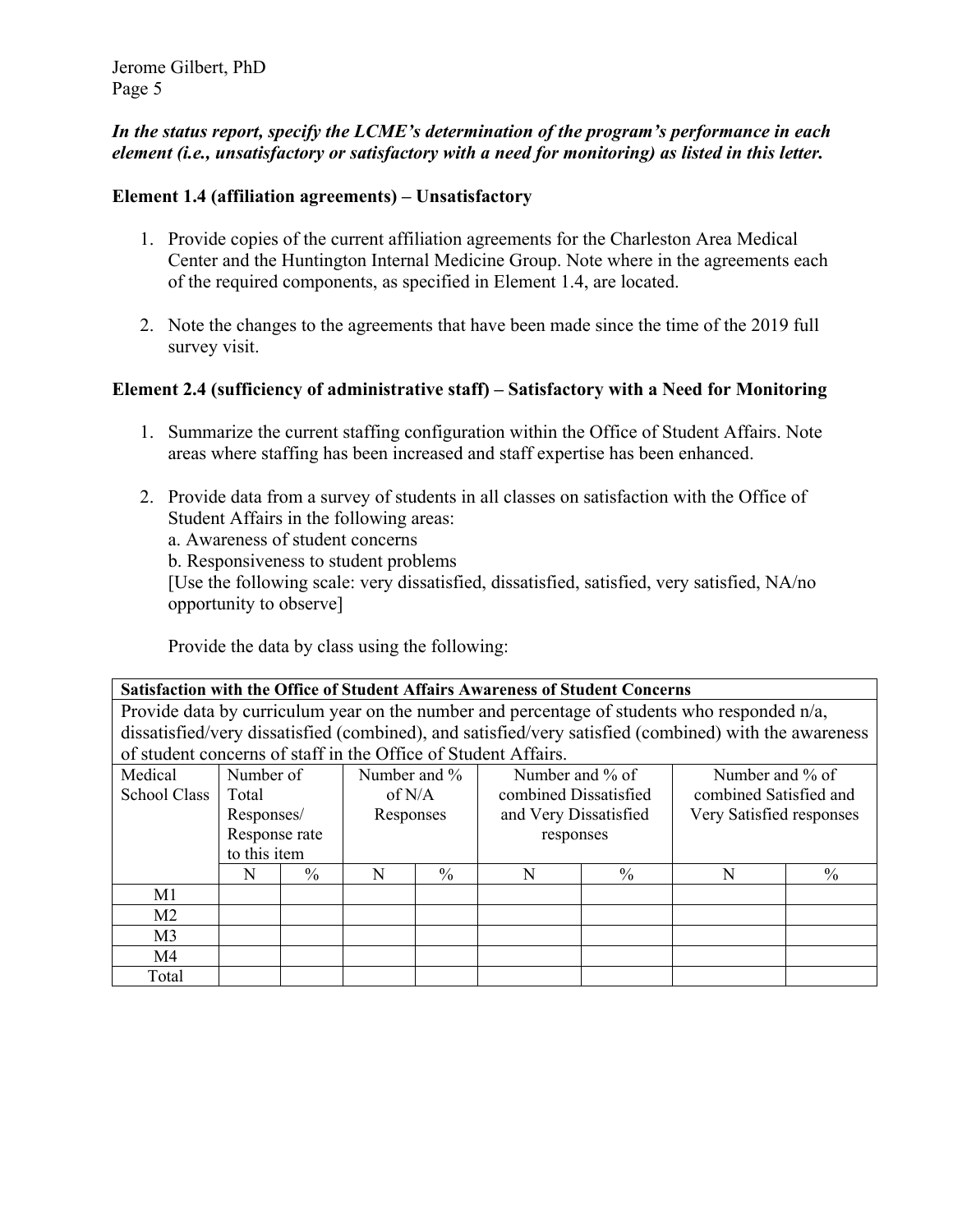*In the status report, specify the LCME's determination of the program's performance in each element (i.e., unsatisfactory or satisfactory with a need for monitoring) as listed in this letter.***

**Element 1.4 (affiliation agreements) – Unsatisfactory**

1. Provide copies of the current affiliation agreements for the Charleston Area Medical Center and the Huntington Internal Medicine Group. Note where in the agreements each of the required components, as specified in Element 1.4, are located.

2. Note the changes to the agreements that have been made since the time of the 2019 full survey visit.

**Element 2.4 (sufficiency of administrative staff) – Satisfactory with a Need for Monitoring**

1. Summarize the current staffing configuration within the Office of Student Affairs. Note areas where staffing has been increased and staff expertise has been enhanced.

2. Provide data from a survey of students in all classes on satisfaction with the Office of Student Affairs in the following areas:
   a. Awareness of student concerns
   b. Responsiveness to student problems
   [Use the following scale: very dissatisfied, dissatisfied, satisfied, very satisfied, NA/no opportunity to observe]

   Provide the data by class using the following:

**Satisfaction with the Office of Student Affairs Awareness of Student Concerns**

Provide data by curriculum year on the number and percentage of students who responded n/a, dissatisfied/very dissatisfied (combined), and satisfied/very satisfied (combined) with the awareness of student concerns of staff in the Office of Student Affairs.

| Medical School Class | Number of Total Responses/ Response rate to this item | | Number and % of N/A Responses | | Number and % of combined Dissatisfied and Very Dissatisfied responses | | Number and % of combined Satisfied and Very Satisfied responses | |
|---|---|---|---|---|---|---|---|---|
| | N | % | N | % | N | % | N | % |
| M1 | | | | | | | | |
| M2 | | | | | | | | |
| M3 | | | | | | | | |
| M4 | | | | | | | | |
| Total | | | | | | | | |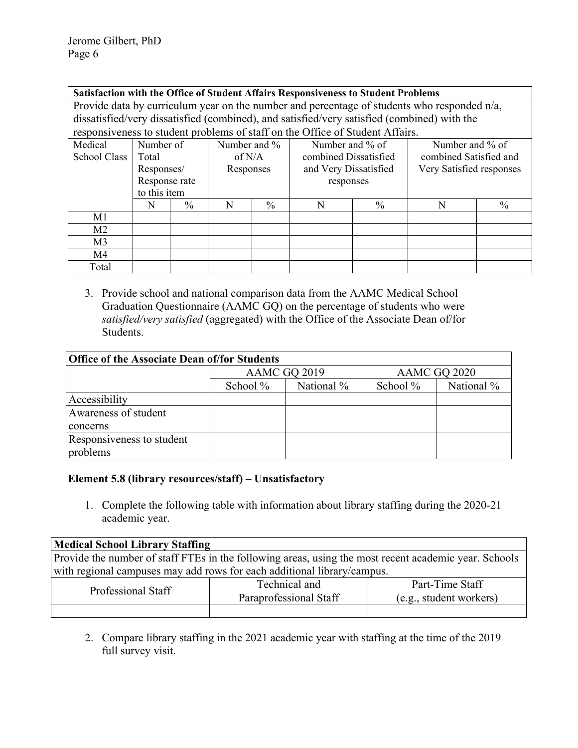| **Satisfaction with the Office of Student Affairs Responsiveness to Student Problems** | | | | | | | | |
|---|---|---|---|---|---|---|---|---|
| Provide data by curriculum year on the number and percentage of students who responded n/a, dissatisfied/very dissatisfied (combined), and satisfied/very satisfied (combined) with the responsiveness to student problems of staff on the Office of Student Affairs. | | | | | | | | |
| Medical School Class | Number of Total Responses/ Response rate to this item | | Number and % of N/A Responses | | Number and % of combined Dissatisfied and Very Dissatisfied responses | | Number and % of combined Satisfied and Very Satisfied responses | |
| | N | % | N | % | N | % | N | % |
| M1 | | | | | | | | |
| M2 | | | | | | | | |
| M3 | | | | | | | | |
| M4 | | | | | | | | |
| Total | | | | | | | | |

3. Provide school and national comparison data from the AAMC Medical School Graduation Questionnaire (AAMC GQ) on the percentage of students who were *satisfied/very satisfied* (aggregated) with the Office of the Associate Dean of/for Students.

| **Office of the Associate Dean of/for Students** | | | | |
|---|---|---|---|---|
| | AAMC GQ 2019 | | AAMC GQ 2020 | |
| | School % | National % | School % | National % |
| Accessibility | | | | |
| Awareness of student concerns | | | | |
| Responsiveness to student problems | | | | |

**Element 5.8 (library resources/staff) – Unsatisfactory**

1. Complete the following table with information about library staffing during the 2020-21 academic year.

| **Medical School Library Staffing** | | |
|---|---|---|
| Provide the number of staff FTEs in the following areas, using the most recent academic year. Schools with regional campuses may add rows for each additional library/campus. | | |
| Professional Staff | Technical and Paraprofessional Staff | Part-Time Staff (e.g., student workers) |
| | | |

2. Compare library staffing in the 2021 academic year with staffing at the time of the 2019 full survey visit.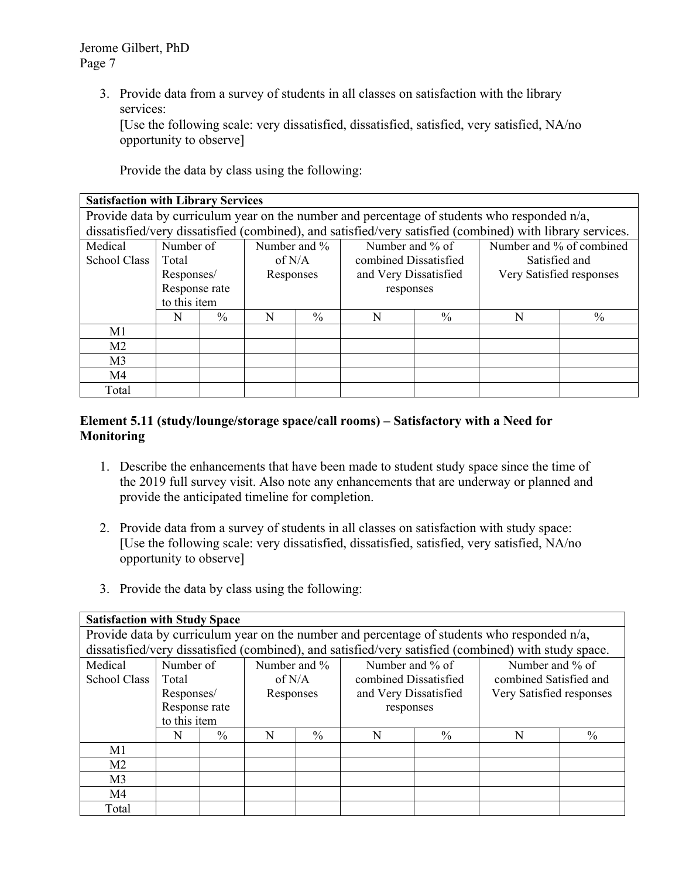3. Provide data from a survey of students in all classes on satisfaction with the library services:
   [Use the following scale: very dissatisfied, dissatisfied, satisfied, very satisfied, NA/no opportunity to observe]

   Provide the data by class using the following:

| **Satisfaction with Library Services** | | | | | | | | |
|---|---|---|---|---|---|---|---|---|
| Provide data by curriculum year on the number and percentage of students who responded n/a, dissatisfied/very dissatisfied (combined), and satisfied/very satisfied (combined) with library services. | | | | | | | | |
| Medical School Class | Number of Total Responses/ Response rate to this item | | Number and % of N/A Responses | | Number and % of combined Dissatisfied and Very Dissatisfied responses | | Number and % of combined Satisfied and Very Satisfied responses | |
| | N | % | N | % | N | % | N | % |
| M1 | | | | | | | | |
| M2 | | | | | | | | |
| M3 | | | | | | | | |
| M4 | | | | | | | | |
| Total | | | | | | | | |

**Element 5.11 (study/lounge/storage space/call rooms) – Satisfactory with a Need for Monitoring**

1. Describe the enhancements that have been made to student study space since the time of the 2019 full survey visit. Also note any enhancements that are underway or planned and provide the anticipated timeline for completion.

2. Provide data from a survey of students in all classes on satisfaction with study space:
   [Use the following scale: very dissatisfied, dissatisfied, satisfied, very satisfied, NA/no opportunity to observe]

3. Provide the data by class using the following:

| **Satisfaction with Study Space** | | | | | | | | |
|---|---|---|---|---|---|---|---|---|
| Provide data by curriculum year on the number and percentage of students who responded n/a, dissatisfied/very dissatisfied (combined), and satisfied/very satisfied (combined) with study space. | | | | | | | | |
| Medical School Class | Number of Total Responses/ Response rate to this item | | Number and % of N/A Responses | | Number and % of combined Dissatisfied and Very Dissatisfied responses | | Number and % of combined Satisfied and Very Satisfied responses | |
| | N | % | N | % | N | % | N | % |
| M1 | | | | | | | | |
| M2 | | | | | | | | |
| M3 | | | | | | | | |
| M4 | | | | | | | | |
| Total | | | | | | | | |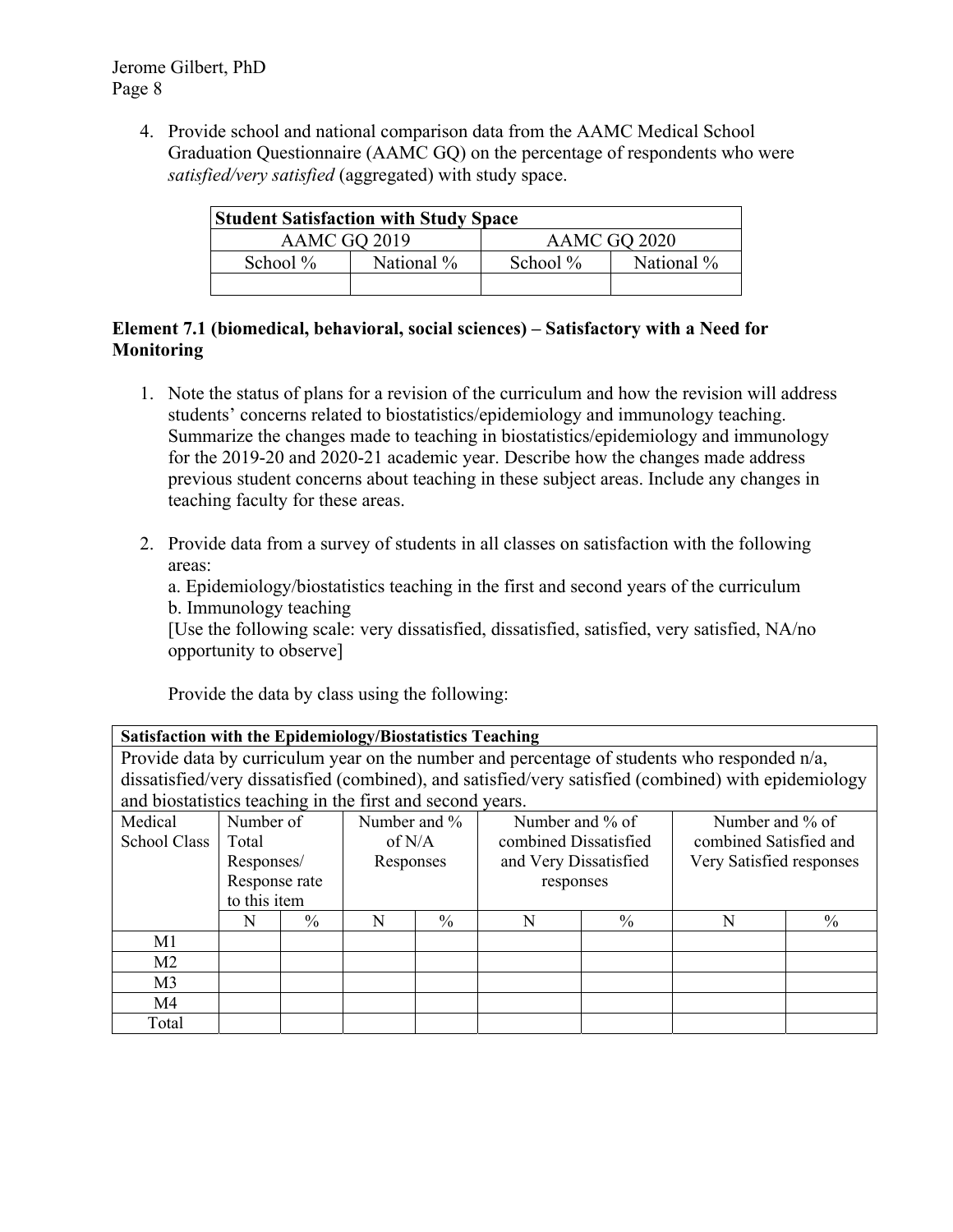4. Provide school and national comparison data from the AAMC Medical School Graduation Questionnaire (AAMC GQ) on the percentage of respondents who were *satisfied/very satisfied* (aggregated) with study space.

| **Student Satisfaction with Study Space** | | | |
|---|---|---|---|
| AAMC GQ 2019 | | AAMC GQ 2020 | |
| School % | National % | School % | National % |
| | | | |

**Element 7.1 (biomedical, behavioral, social sciences) – Satisfactory with a Need for Monitoring**

1. Note the status of plans for a revision of the curriculum and how the revision will address students' concerns related to biostatistics/epidemiology and immunology teaching. Summarize the changes made to teaching in biostatistics/epidemiology and immunology for the 2019-20 and 2020-21 academic year. Describe how the changes made address previous student concerns about teaching in these subject areas. Include any changes in teaching faculty for these areas.

2. Provide data from a survey of students in all classes on satisfaction with the following areas:
   a. Epidemiology/biostatistics teaching in the first and second years of the curriculum
   b. Immunology teaching
   [Use the following scale: very dissatisfied, dissatisfied, satisfied, very satisfied, NA/no opportunity to observe]

   Provide the data by class using the following:

| **Satisfaction with the Epidemiology/Biostatistics Teaching** | | | | | | | | |
|---|---|---|---|---|---|---|---|---|
| Provide data by curriculum year on the number and percentage of students who responded n/a, dissatisfied/very dissatisfied (combined), and satisfied/very satisfied (combined) with epidemiology and biostatistics teaching in the first and second years. | | | | | | | | |
| Medical School Class | Number of Total Responses/ Response rate to this item | | Number and % of N/A Responses | | Number and % of combined Dissatisfied and Very Dissatisfied responses | | Number and % of combined Satisfied and Very Satisfied responses | |
| | N | % | N | % | N | % | N | % |
| M1 | | | | | | | | |
| M2 | | | | | | | | |
| M3 | | | | | | | | |
| M4 | | | | | | | | |
| Total | | | | | | | | |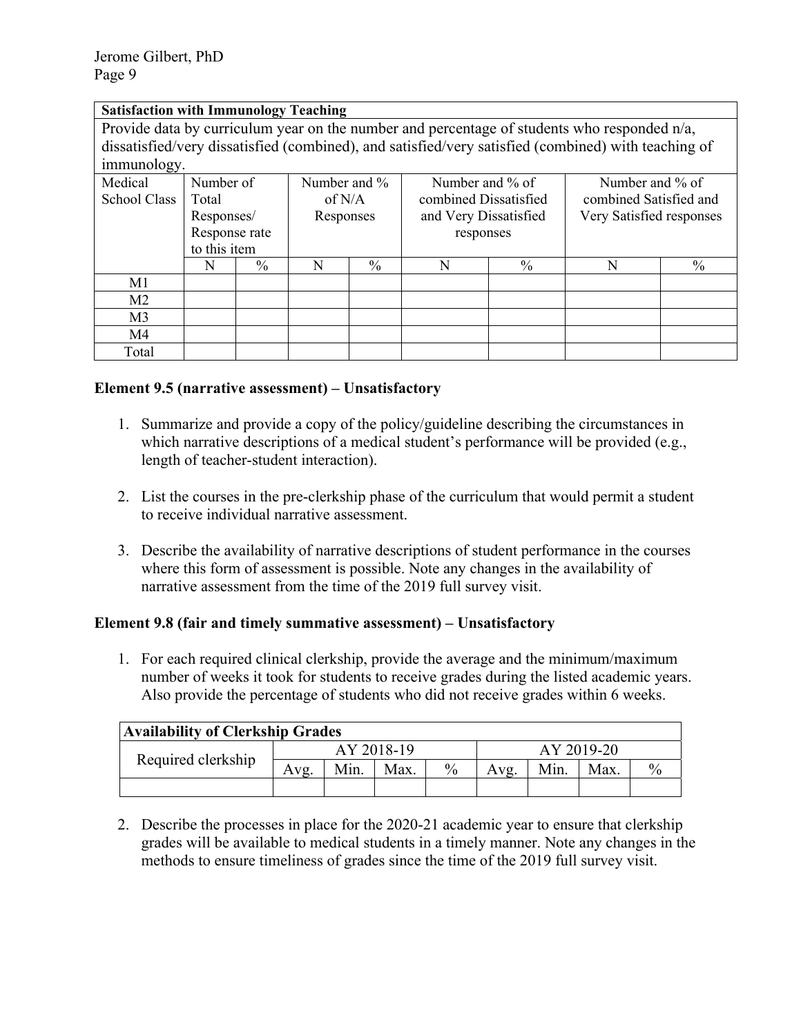| **Satisfaction with Immunology Teaching** | | | | | | | | |
|---|---|---|---|---|---|---|---|---|
| Provide data by curriculum year on the number and percentage of students who responded n/a, dissatisfied/very dissatisfied (combined), and satisfied/very satisfied (combined) with teaching of immunology. | | | | | | | | |
| Medical School Class | Number of Total Responses/ Response rate to this item | | Number and % of N/A Responses | | Number and % of combined Dissatisfied and Very Dissatisfied responses | | Number and % of combined Satisfied and Very Satisfied responses | |
| | N | % | N | % | N | % | N | % |
| M1 | | | | | | | | |
| M2 | | | | | | | | |
| M3 | | | | | | | | |
| M4 | | | | | | | | |
| Total | | | | | | | | |

### Element 9.5 (narrative assessment) – Unsatisfactory

1. Summarize and provide a copy of the policy/guideline describing the circumstances in which narrative descriptions of a medical student's performance will be provided (e.g., length of teacher-student interaction).

2. List the courses in the pre-clerkship phase of the curriculum that would permit a student to receive individual narrative assessment.

3. Describe the availability of narrative descriptions of student performance in the courses where this form of assessment is possible. Note any changes in the availability of narrative assessment from the time of the 2019 full survey visit.

### Element 9.8 (fair and timely summative assessment) – Unsatisfactory

1. For each required clinical clerkship, provide the average and the minimum/maximum number of weeks it took for students to receive grades during the listed academic years. Also provide the percentage of students who did not receive grades within 6 weeks.

| **Availability of Clerkship Grades** | | | | | | | | |
|---|---|---|---|---|---|---|---|---|
| Required clerkship | AY 2018-19 | | | | AY 2019-20 | | | |
| | Avg. | Min. | Max. | % | Avg. | Min. | Max. | % |
| | | | | | | | | |

2. Describe the processes in place for the 2020-21 academic year to ensure that clerkship grades will be available to medical students in a timely manner. Note any changes in the methods to ensure timeliness of grades since the time of the 2019 full survey visit.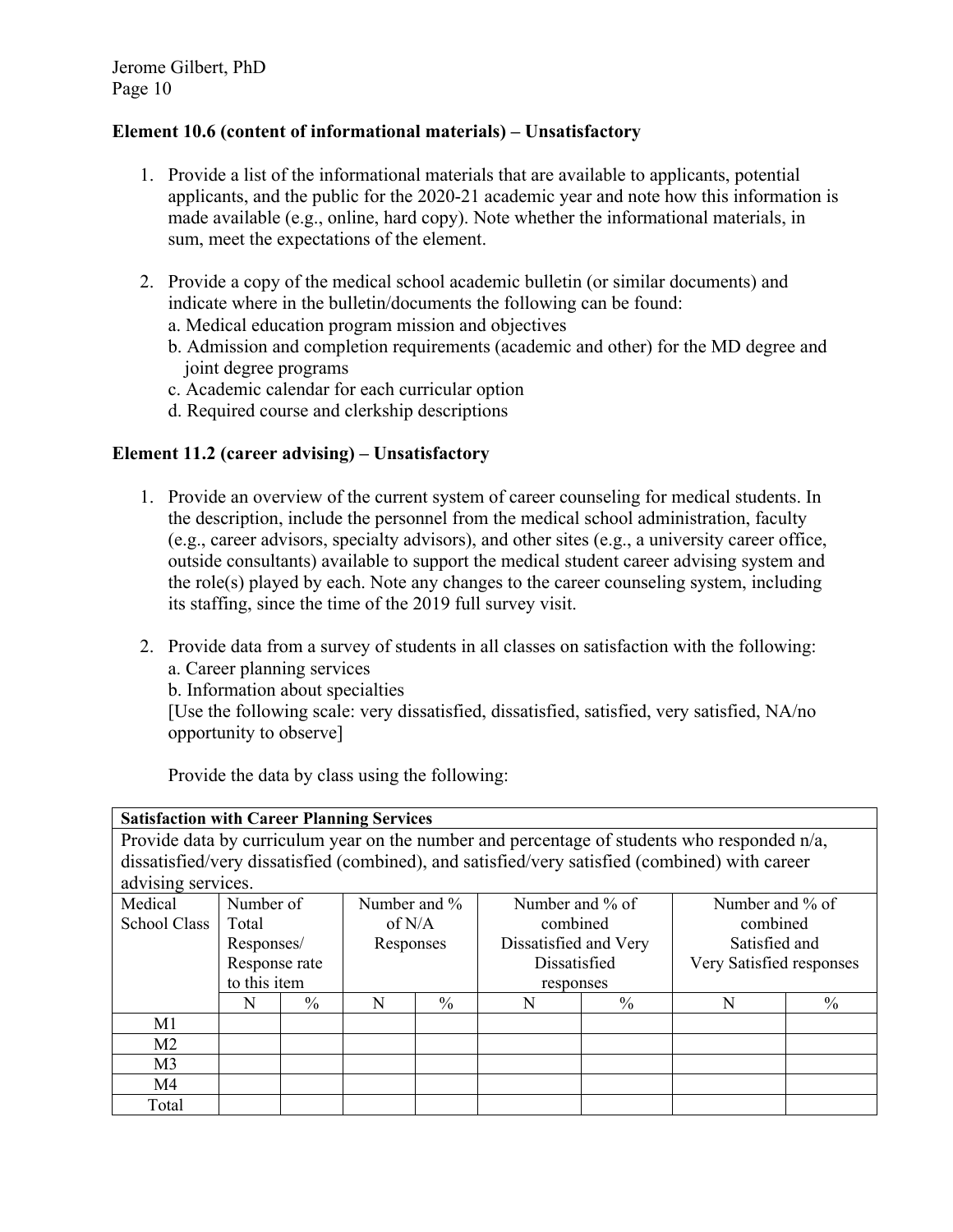**Element 10.6 (content of informational materials) – Unsatisfactory**

1. Provide a list of the informational materials that are available to applicants, potential applicants, and the public for the 2020-21 academic year and note how this information is made available (e.g., online, hard copy). Note whether the informational materials, in sum, meet the expectations of the element.

2. Provide a copy of the medical school academic bulletin (or similar documents) and indicate where in the bulletin/documents the following can be found:
   a. Medical education program mission and objectives
   b. Admission and completion requirements (academic and other) for the MD degree and joint degree programs
   c. Academic calendar for each curricular option
   d. Required course and clerkship descriptions

**Element 11.2 (career advising) – Unsatisfactory**

1. Provide an overview of the current system of career counseling for medical students. In the description, include the personnel from the medical school administration, faculty (e.g., career advisors, specialty advisors), and other sites (e.g., a university career office, outside consultants) available to support the medical student career advising system and the role(s) played by each. Note any changes to the career counseling system, including its staffing, since the time of the 2019 full survey visit.

2. Provide data from a survey of students in all classes on satisfaction with the following:
   a. Career planning services
   b. Information about specialties
   [Use the following scale: very dissatisfied, dissatisfied, satisfied, very satisfied, NA/no opportunity to observe]

   Provide the data by class using the following:

| **Satisfaction with Career Planning Services** | | | | | | | | |
|---|---|---|---|---|---|---|---|---|
| Provide data by curriculum year on the number and percentage of students who responded n/a, dissatisfied/very dissatisfied (combined), and satisfied/very satisfied (combined) with career advising services. | | | | | | | | |
| Medical School Class | Number of Total Responses/ Response rate to this item | | Number and % of N/A Responses | | Number and % of combined Dissatisfied and Very Dissatisfied responses | | Number and % of combined Satisfied and Very Satisfied responses | |
| | N | % | N | % | N | % | N | % |
| M1 | | | | | | | | |
| M2 | | | | | | | | |
| M3 | | | | | | | | |
| M4 | | | | | | | | |
| Total | | | | | | | | |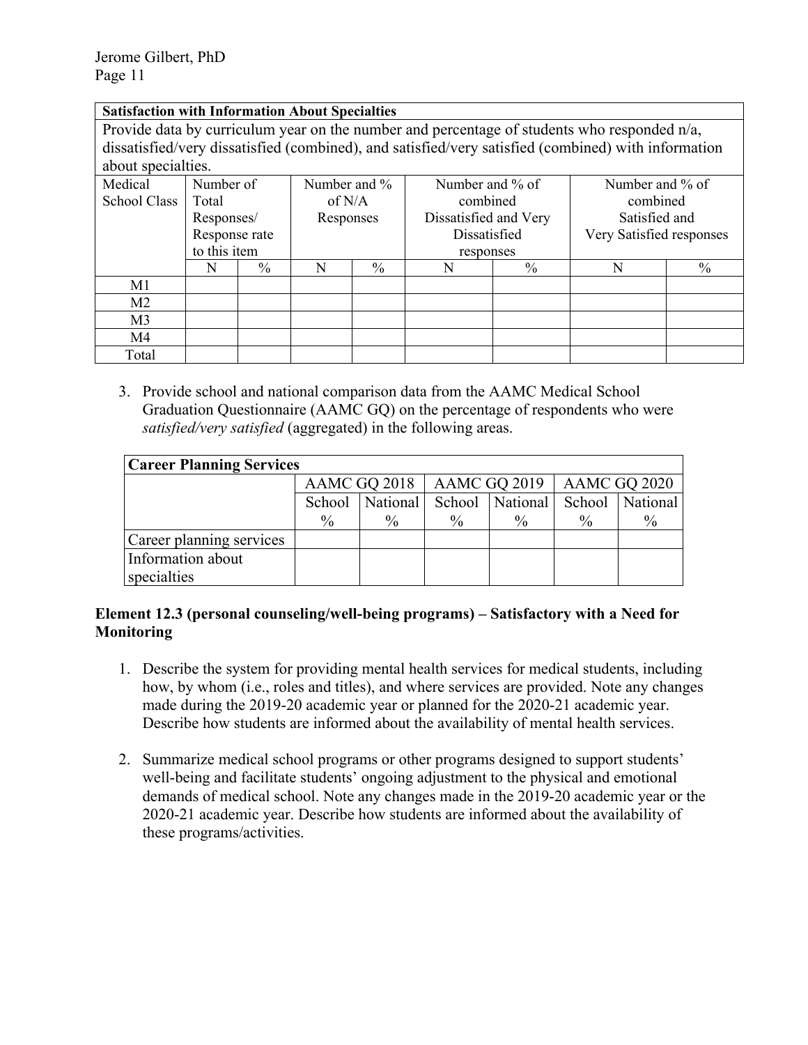| Satisfaction with Information About Specialties | | | | | | | | |
|---|---|---|---|---|---|---|---|---|
| Provide data by curriculum year on the number and percentage of students who responded n/a, dissatisfied/very dissatisfied (combined), and satisfied/very satisfied (combined) with information about specialties. | | | | | | | | |
| Medical School Class | Number of Total Responses/ Response rate to this item | | Number and % of N/A Responses | | Number and % of combined Dissatisfied and Very Dissatisfied responses | | Number and % of combined Satisfied and Very Satisfied responses | |
| | N | % | N | % | N | % | N | % |
| M1 | | | | | | | | |
| M2 | | | | | | | | |
| M3 | | | | | | | | |
| M4 | | | | | | | | |
| Total | | | | | | | | |

3. Provide school and national comparison data from the AAMC Medical School Graduation Questionnaire (AAMC GQ) on the percentage of respondents who were *satisfied/very satisfied* (aggregated) in the following areas.

| **Career Planning Services** | | | | | | |
|---|---|---|---|---|---|---|
| | AAMC GQ 2018 | | AAMC GQ 2019 | | AAMC GQ 2020 | |
| | School % | National % | School % | National % | School % | National % |
| Career planning services | | | | | | |
| Information about specialties | | | | | | |

**Element 12.3 (personal counseling/well-being programs) – Satisfactory with a Need for Monitoring**

1. Describe the system for providing mental health services for medical students, including how, by whom (i.e., roles and titles), and where services are provided. Note any changes made during the 2019-20 academic year or planned for the 2020-21 academic year. Describe how students are informed about the availability of mental health services.

2. Summarize medical school programs or other programs designed to support students' well-being and facilitate students' ongoing adjustment to the physical and emotional demands of medical school. Note any changes made in the 2019-20 academic year or the 2020-21 academic year. Describe how students are informed about the availability of these programs/activities.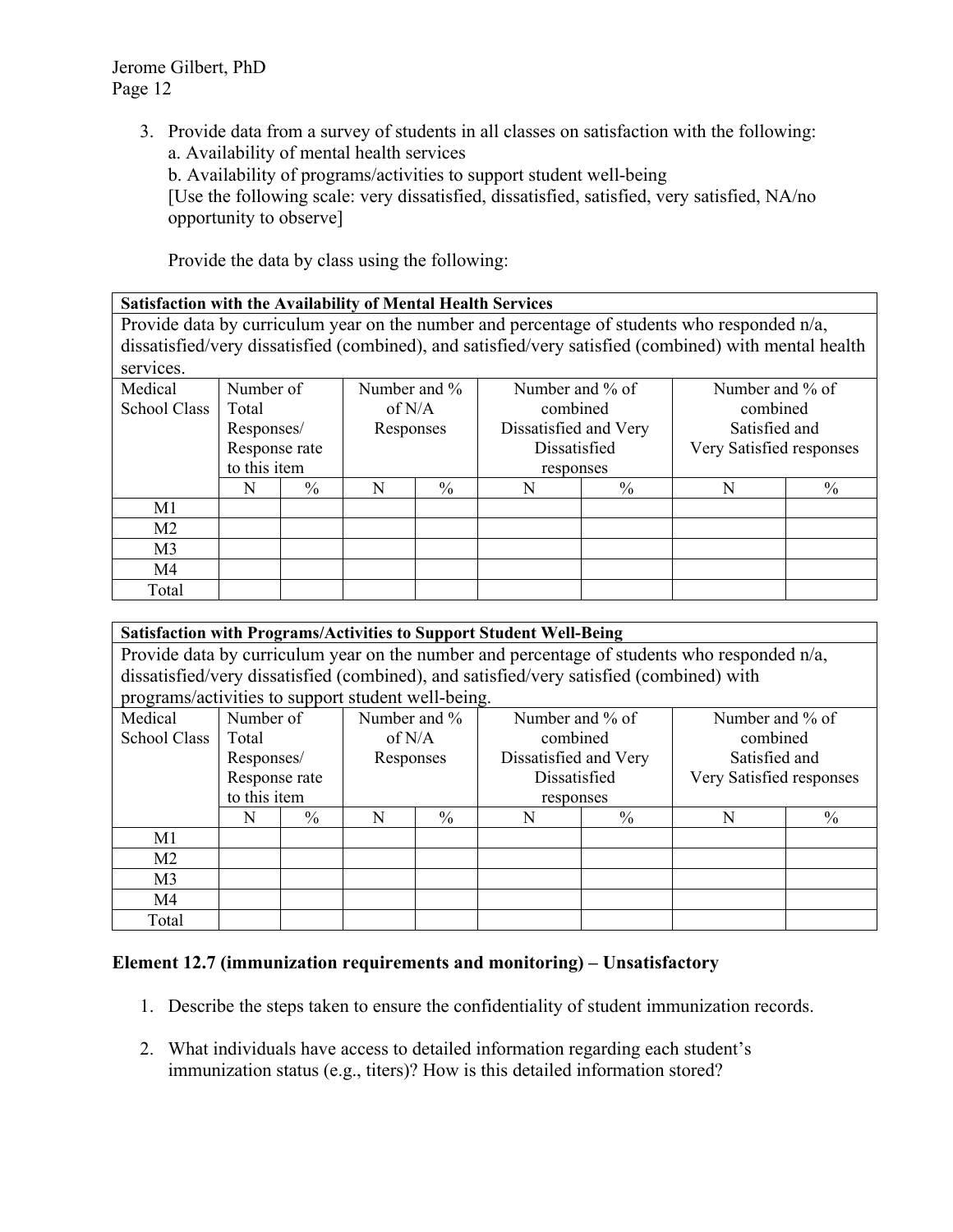3. Provide data from a survey of students in all classes on satisfaction with the following:
   a. Availability of mental health services
   b. Availability of programs/activities to support student well-being
   [Use the following scale: very dissatisfied, dissatisfied, satisfied, very satisfied, NA/no opportunity to observe]

   Provide the data by class using the following:

| **Satisfaction with the Availability of Mental Health Services** | | | | | | | | |
|---|---|---|---|---|---|---|---|---|
| Provide data by curriculum year on the number and percentage of students who responded n/a, dissatisfied/very dissatisfied (combined), and satisfied/very satisfied (combined) with mental health services. | | | | | | | | |
| Medical School Class | Number of Total Responses/ Response rate to this item | | Number and % of N/A Responses | | Number and % of combined Dissatisfied and Very Dissatisfied responses | | Number and % of combined Satisfied and Very Satisfied responses | |
| | N | % | N | % | N | % | N | % |
| M1 | | | | | | | | |
| M2 | | | | | | | | |
| M3 | | | | | | | | |
| M4 | | | | | | | | |
| Total | | | | | | | | |

| **Satisfaction with Programs/Activities to Support Student Well-Being** | | | | | | | | |
|---|---|---|---|---|---|---|---|---|
| Provide data by curriculum year on the number and percentage of students who responded n/a, dissatisfied/very dissatisfied (combined), and satisfied/very satisfied (combined) with programs/activities to support student well-being. | | | | | | | | |
| Medical School Class | Number of Total Responses/ Response rate to this item | | Number and % of N/A Responses | | Number and % of combined Dissatisfied and Very Dissatisfied responses | | Number and % of combined Satisfied and Very Satisfied responses | |
| | N | % | N | % | N | % | N | % |
| M1 | | | | | | | | |
| M2 | | | | | | | | |
| M3 | | | | | | | | |
| M4 | | | | | | | | |
| Total | | | | | | | | |

**Element 12.7 (immunization requirements and monitoring) – Unsatisfactory**

1. Describe the steps taken to ensure the confidentiality of student immunization records.

2. What individuals have access to detailed information regarding each student's immunization status (e.g., titers)? How is this detailed information stored?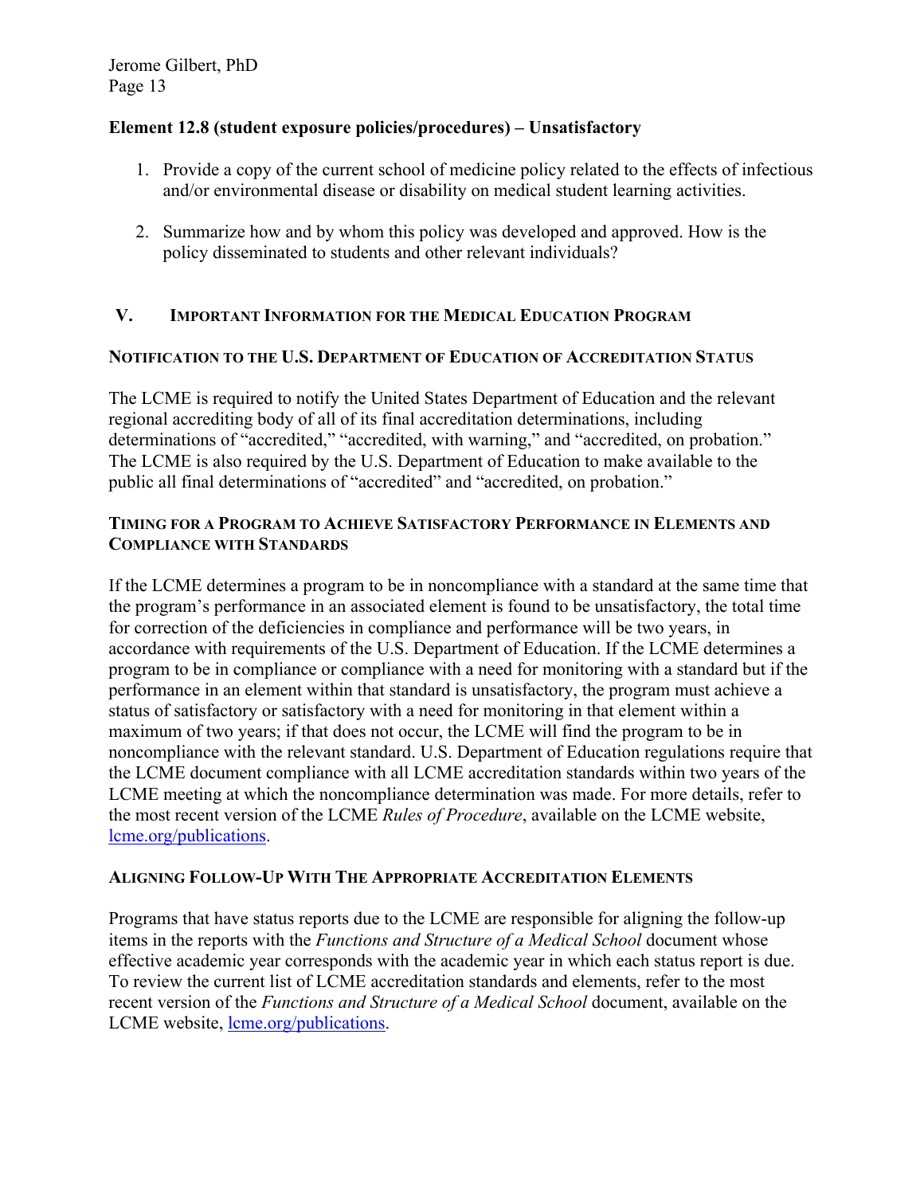**Element 12.8 (student exposure policies/procedures) – Unsatisfactory**

1. Provide a copy of the current school of medicine policy related to the effects of infectious and/or environmental disease or disability on medical student learning activities.

2. Summarize how and by whom this policy was developed and approved. How is the policy disseminated to students and other relevant individuals?

## V. Important Information for the Medical Education Program

### Notification to the U.S. Department of Education of Accreditation Status

The LCME is required to notify the United States Department of Education and the relevant regional accrediting body of all of its final accreditation determinations, including determinations of "accredited," "accredited, with warning," and "accredited, on probation." The LCME is also required by the U.S. Department of Education to make available to the public all final determinations of "accredited" and "accredited, on probation."

### Timing for a Program to Achieve Satisfactory Performance in Elements and Compliance with Standards

If the LCME determines a program to be in noncompliance with a standard at the same time that the program's performance in an associated element is found to be unsatisfactory, the total time for correction of the deficiencies in compliance and performance will be two years, in accordance with requirements of the U.S. Department of Education. If the LCME determines a program to be in compliance or compliance with a need for monitoring with a standard but if the performance in an element within that standard is unsatisfactory, the program must achieve a status of satisfactory or satisfactory with a need for monitoring in that element within a maximum of two years; if that does not occur, the LCME will find the program to be in noncompliance with the relevant standard. U.S. Department of Education regulations require that the LCME document compliance with all LCME accreditation standards within two years of the LCME meeting at which the noncompliance determination was made. For more details, refer to the most recent version of the LCME *Rules of Procedure*, available on the LCME website, lcme.org/publications.

### Aligning Follow-Up With The Appropriate Accreditation Elements

Programs that have status reports due to the LCME are responsible for aligning the follow-up items in the reports with the *Functions and Structure of a Medical School* document whose effective academic year corresponds with the academic year in which each status report is due. To review the current list of LCME accreditation standards and elements, refer to the most recent version of the *Functions and Structure of a Medical School* document, available on the LCME website, lcme.org/publications.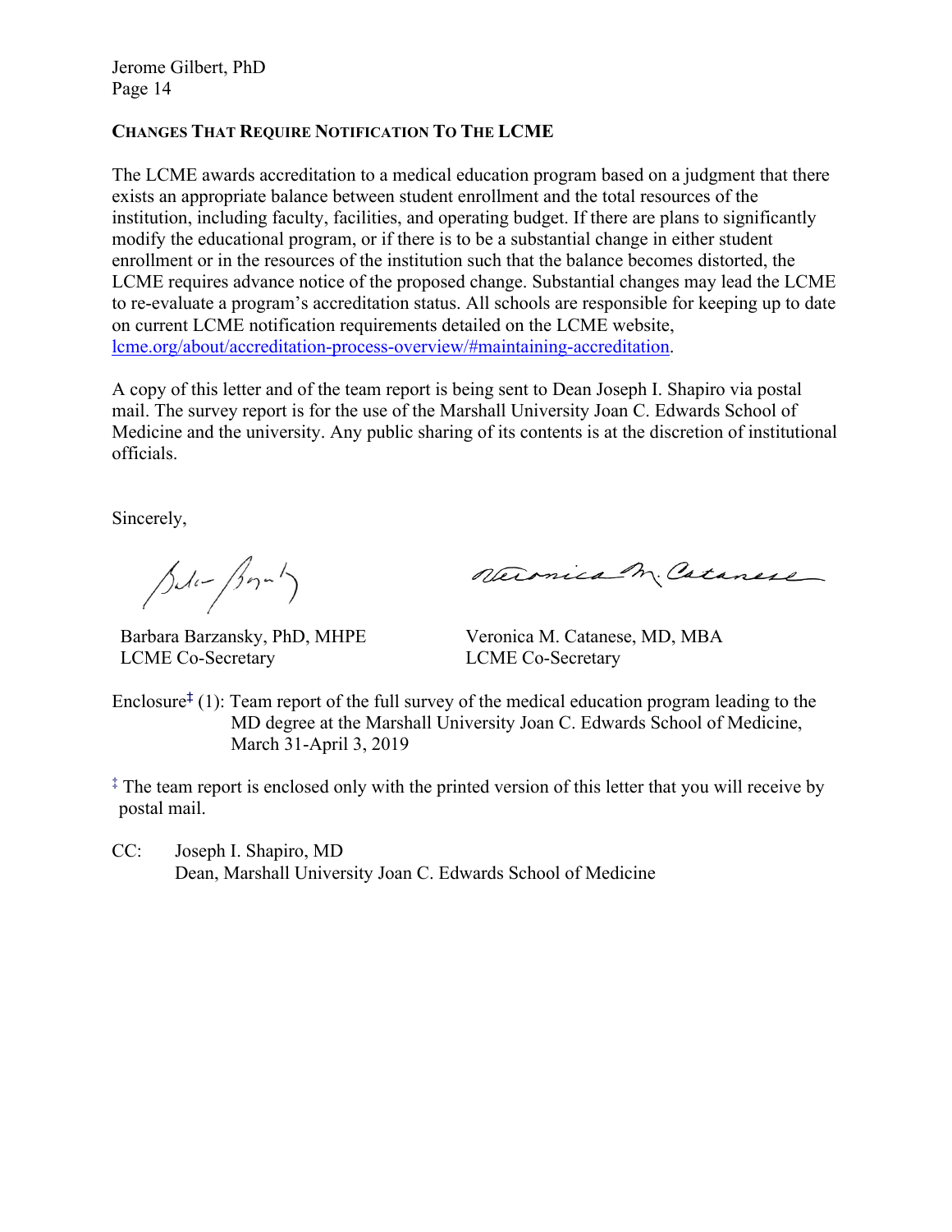## CHANGES THAT REQUIRE NOTIFICATION TO THE LCME

The LCME awards accreditation to a medical education program based on a judgment that there exists an appropriate balance between student enrollment and the total resources of the institution, including faculty, facilities, and operating budget. If there are plans to significantly modify the educational program, or if there is to be a substantial change in either student enrollment or in the resources of the institution such that the balance becomes distorted, the LCME requires advance notice of the proposed change. Substantial changes may lead the LCME to re-evaluate a program's accreditation status. All schools are responsible for keeping up to date on current LCME notification requirements detailed on the LCME website, lcme.org/about/accreditation-process-overview/#maintaining-accreditation.

A copy of this letter and of the team report is being sent to Dean Joseph I. Shapiro via postal mail. The survey report is for the use of the Marshall University Joan C. Edwards School of Medicine and the university. Any public sharing of its contents is at the discretion of institutional officials.

Sincerely,

Barbara Barzansky, PhD, MHPE
LCME Co-Secretary

Veronica M. Catanese, MD, MBA
LCME Co-Secretary

Enclosure‡ (1): Team report of the full survey of the medical education program leading to the MD degree at the Marshall University Joan C. Edwards School of Medicine, March 31-April 3, 2019

‡ The team report is enclosed only with the printed version of this letter that you will receive by postal mail.

CC: Joseph I. Shapiro, MD
Dean, Marshall University Joan C. Edwards School of Medicine